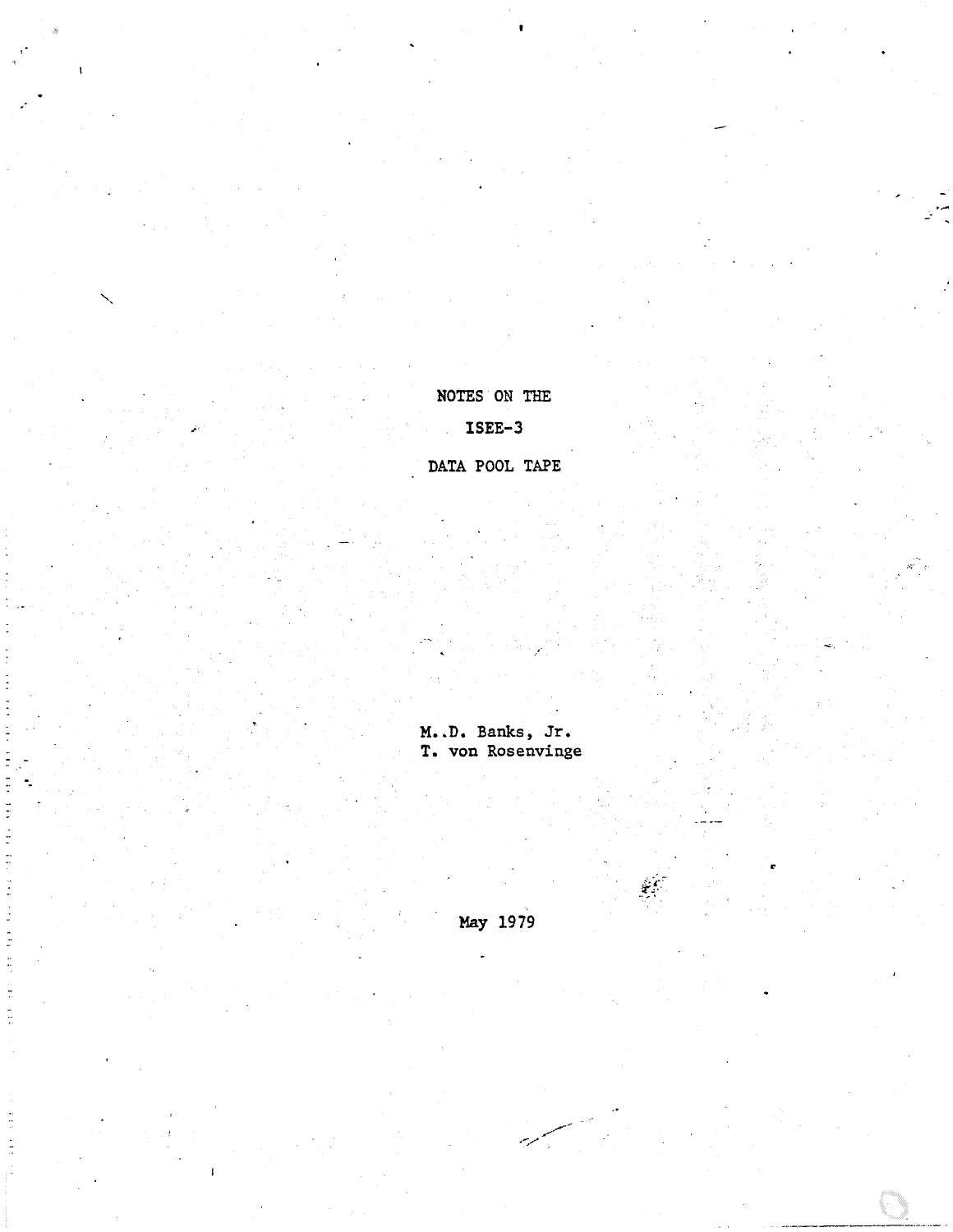# NOTES ON THE ISEE-3 DATA POOL TAPE

M..D. Banks, Jr.
T. von Rosenvinge

May 1979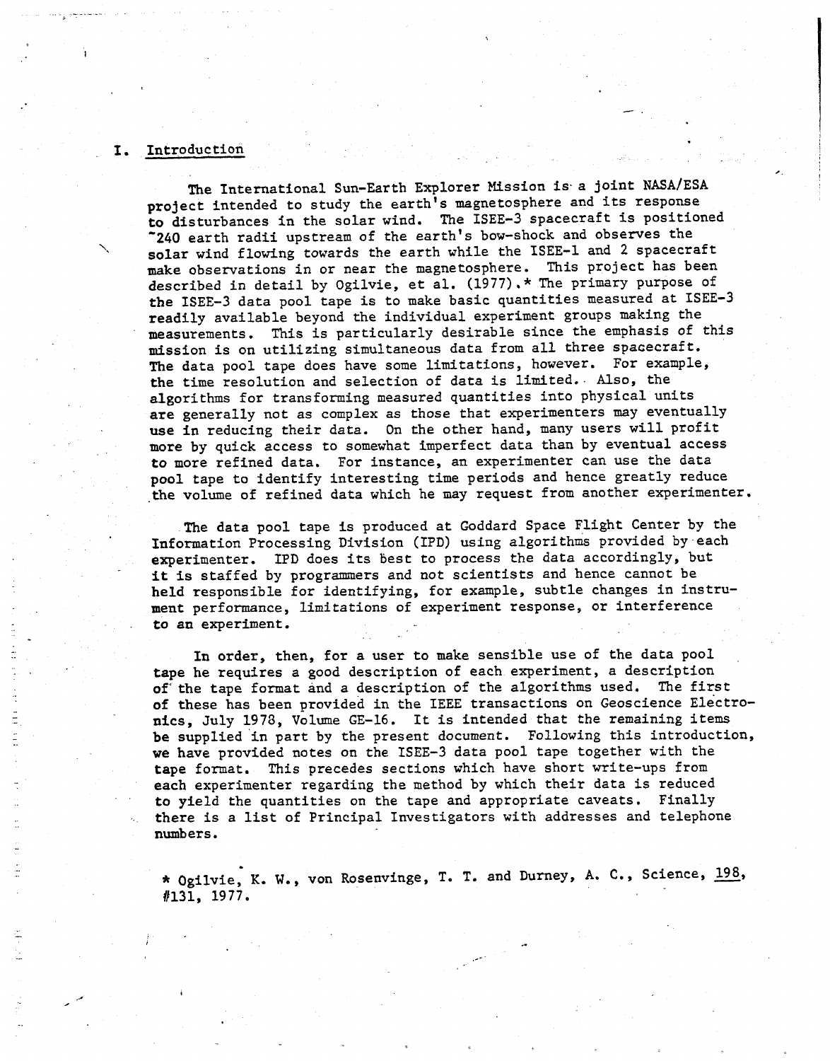# I. Introduction

The International Sun-Earth Explorer Mission is a joint NASA/ESA project intended to study the earth's magnetosphere and its response to disturbances in the solar wind. The ISEE-3 spacecraft is positioned ~240 earth radii upstream of the earth's bow-shock and observes the solar wind flowing towards the earth while the ISEE-1 and 2 spacecraft make observations in or near the magnetosphere. This project has been described in detail by Ogilvie, et al. (1977).* The primary purpose of the ISEE-3 data pool tape is to make basic quantities measured at ISEE-3 readily available beyond the individual experiment groups making the measurements. This is particularly desirable since the emphasis of this mission is on utilizing simultaneous data from all three spacecraft. The data pool tape does have some limitations, however. For example, the time resolution and selection of data is limited. Also, the algorithms for transforming measured quantities into physical units are generally not as complex as those that experimenters may eventually use in reducing their data. On the other hand, many users will profit more by quick access to somewhat imperfect data than by eventual access to more refined data. For instance, an experimenter can use the data pool tape to identify interesting time periods and hence greatly reduce the volume of refined data which he may request from another experimenter.

The data pool tape is produced at Goddard Space Flight Center by the Information Processing Division (IPD) using algorithms provided by each experimenter. IPD does its best to process the data accordingly, but it is staffed by programmers and not scientists and hence cannot be held responsible for identifying, for example, subtle changes in instrument performance, limitations of experiment response, or interference to an experiment.

In order, then, for a user to make sensible use of the data pool tape he requires a good description of each experiment, a description of the tape format and a description of the algorithms used. The first of these has been provided in the IEEE transactions on Geoscience Electronics, July 1978, Volume GE-16. It is intended that the remaining items be supplied in part by the present document. Following this introduction, we have provided notes on the ISEE-3 data pool tape together with the tape format. This precedes sections which have short write-ups from each experimenter regarding the method by which their data is reduced to yield the quantities on the tape and appropriate caveats. Finally there is a list of Principal Investigators with addresses and telephone numbers.

* Ogilvie, K. W., von Rosenvinge, T. T. and Durney, A. C., Science, 198, #131, 1977.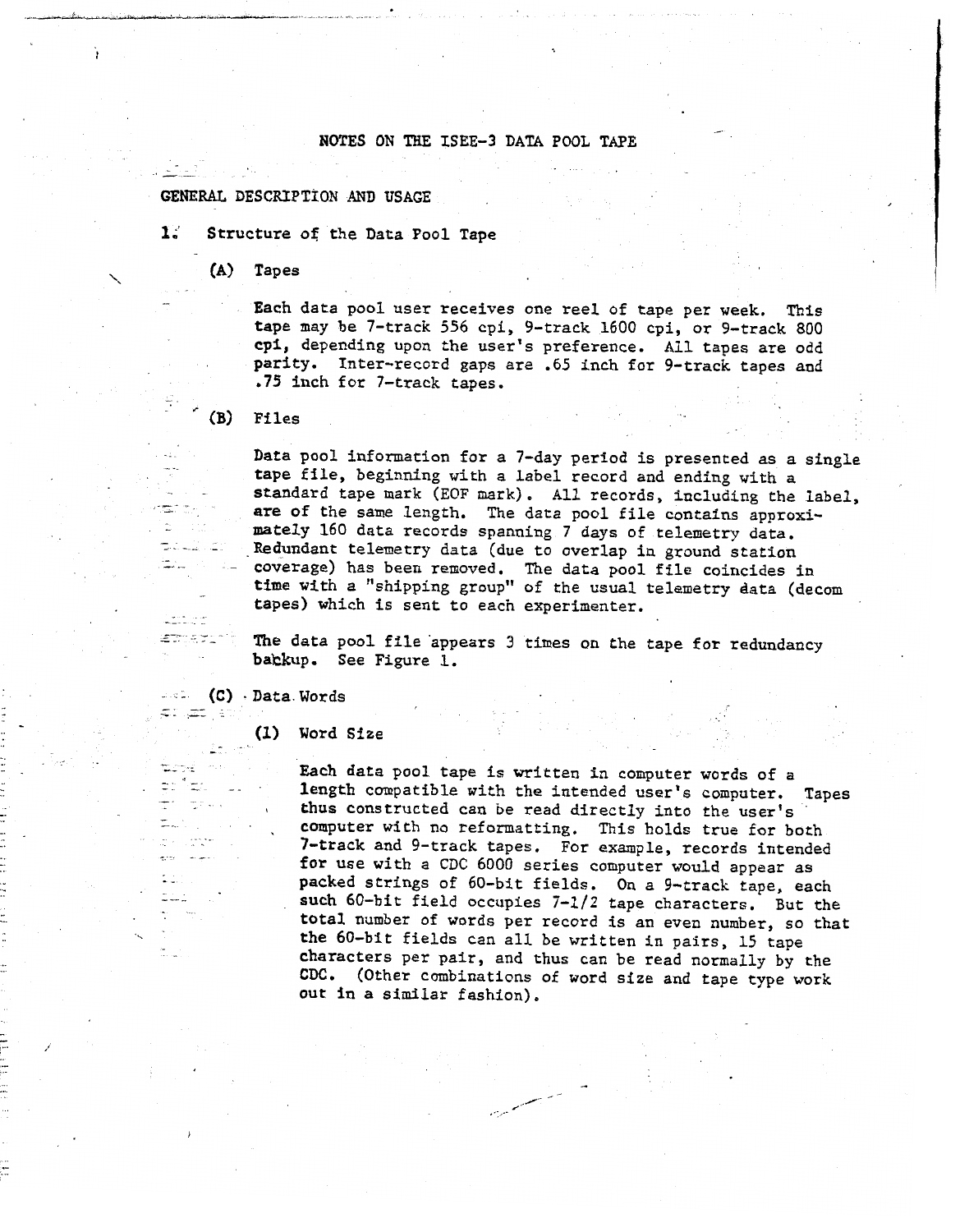# NOTES ON THE ISEE-3 DATA POOL TAPE

## GENERAL DESCRIPTION AND USAGE

### 1. Structure of the Data Pool Tape

#### (A) Tapes

Each data pool user receives one reel of tape per week. This tape may be 7-track 556 cpi, 9-track 1600 cpi, or 9-track 800 cpi, depending upon the user's preference. All tapes are odd parity. Inter-record gaps are .65 inch for 9-track tapes and .75 inch for 7-track tapes.

#### (B) Files

Data pool information for a 7-day period is presented as a single tape file, beginning with a label record and ending with a standard tape mark (EOF mark). All records, including the label, are of the same length. The data pool file contains approximately 160 data records spanning 7 days of telemetry data. Redundant telemetry data (due to overlap in ground station coverage) has been removed. The data pool file coincides in time with a "shipping group" of the usual telemetry data (decom tapes) which is sent to each experimenter.

The data pool file appears 3 times on the tape for redundancy backup. See Figure 1.

#### (C) Data Words

##### (1) Word Size

Each data pool tape is written in computer words of a length compatible with the intended user's computer. Tapes thus constructed can be read directly into the user's computer with no reformatting. This holds true for both 7-track and 9-track tapes. For example, records intended for use with a CDC 6000 series computer would appear as packed strings of 60-bit fields. On a 9-track tape, each such 60-bit field occupies 7-1/2 tape characters. But the total number of words per record is an even number, so that the 60-bit fields can all be written in pairs, 15 tape characters per pair, and thus can be read normally by the CDC. (Other combinations of word size and tape type work out in a similar fashion).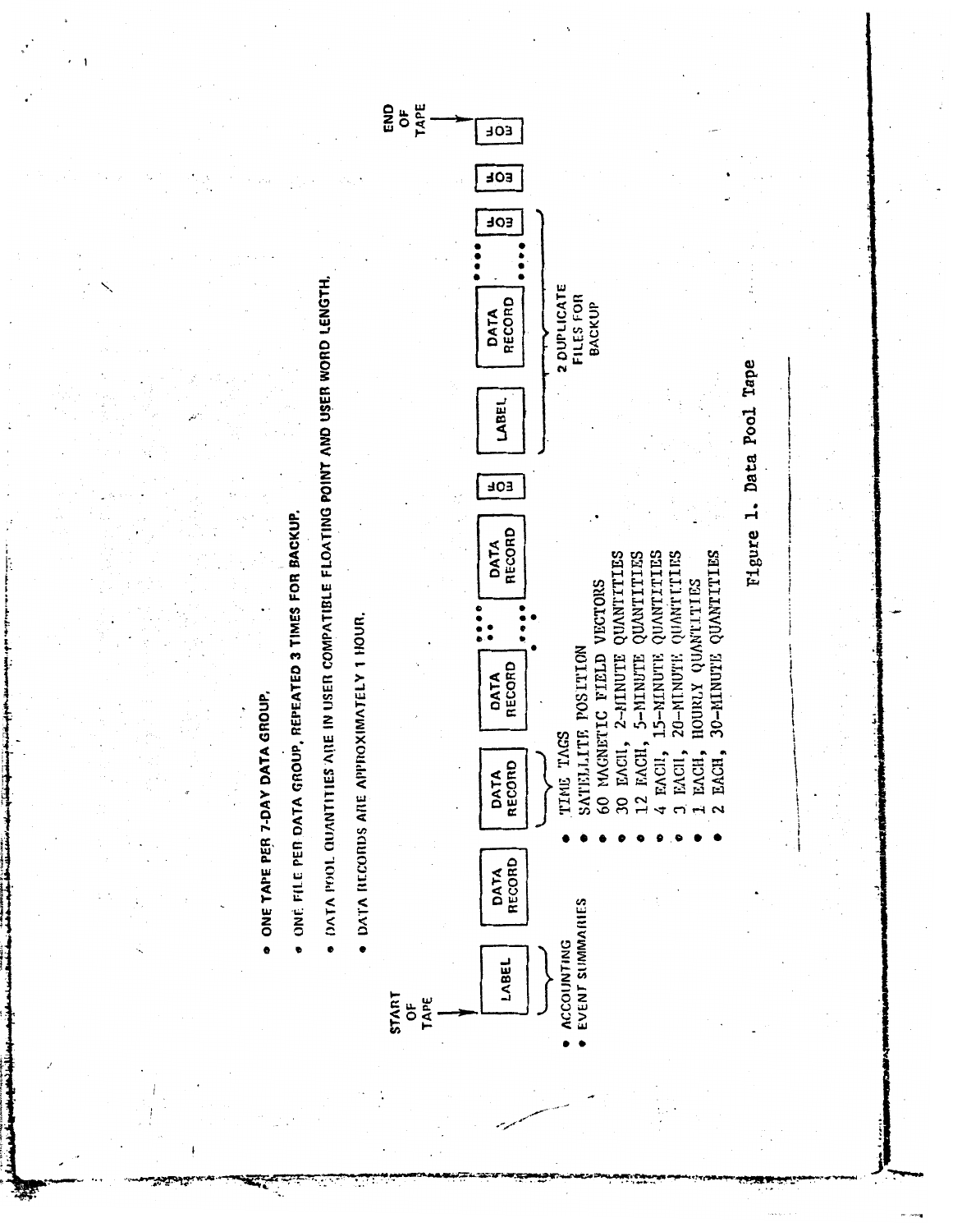- ONE TAPE PER 7-DAY DATA GROUP.
- ONE FILE PER DATA GROUP, REPEATED 3 TIMES FOR BACKUP.
- DATA POOL QUANTITIES ARE IN USER COMPATIBLE FLOATING POINT AND USER WORD LENGTH.
- DATA RECORDS ARE APPROXIMATELY 1 HOUR.

START OF TAPE → LABEL | DATA RECORD | DATA RECORD | DATA RECORD | ... | DATA RECORD | EOF | LABEL | DATA RECORD | ... | EOF | EOF | EOF ← END OF TAPE

LABEL:
- ACCOUNTING
- EVENT SUMMARIES

DATA RECORD:
- TIME TAGS
- SATELLITE POSITION
- 60 MAGNETIC FIELD VECTORS
- 30 EACH, 2-MINUTE QUANTITIES
- 12 EACH, 5-MINUTE QUANTITIES
- 4 EACH, 15-MINUTE QUANTITIES
- 3 EACH, 20-MINUTE QUANTITIES
- 1 EACH, HOURLY QUANTITIES
- 2 EACH, 30-MINUTE QUANTITIES

2 DUPLICATE FILES FOR BACKUP

Figure 1. Data Pool Tape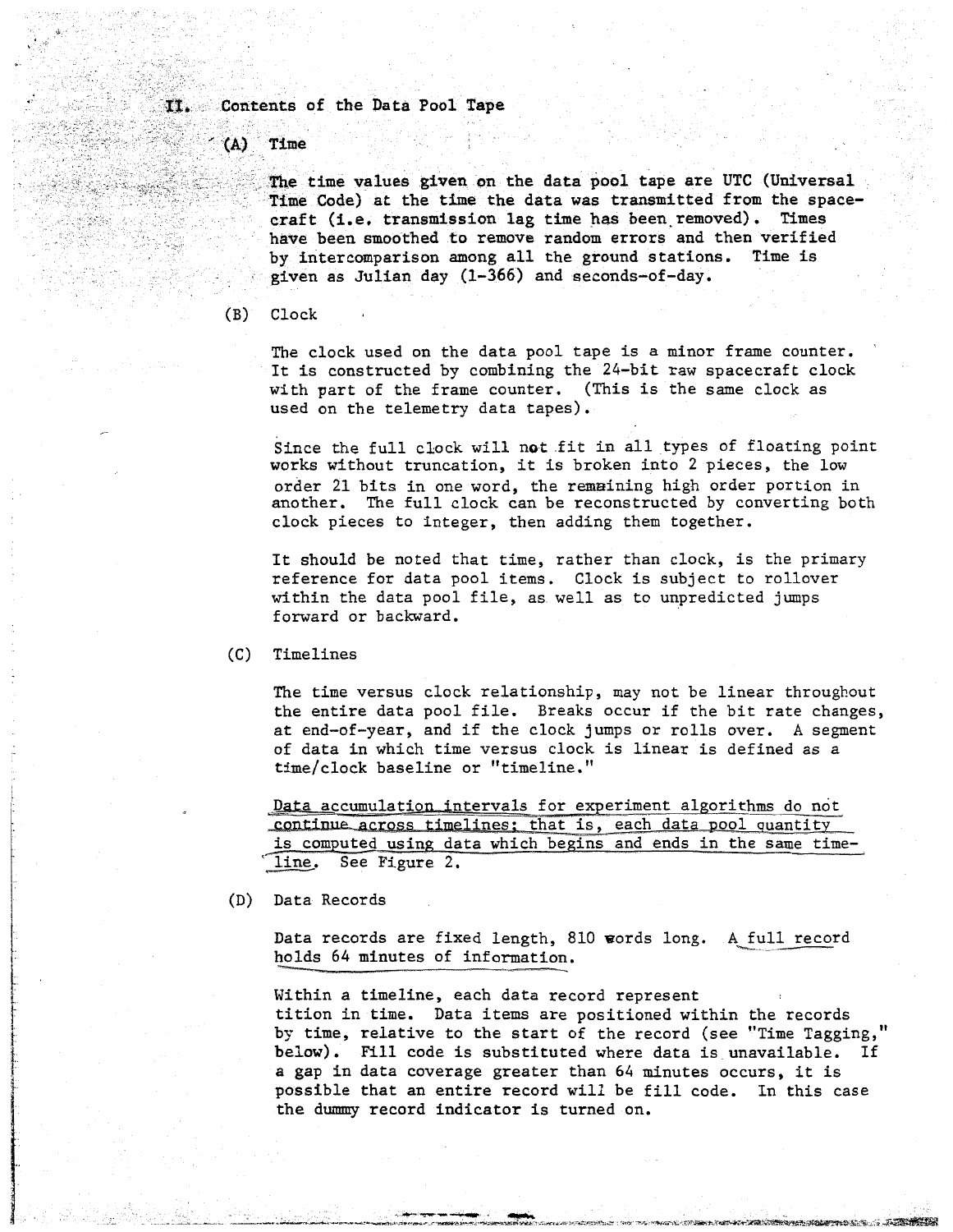## II. Contents of the Data Pool Tape

### (A) Time

The time values given on the data pool tape are UTC (Universal Time Code) at the time the data was transmitted from the spacecraft (i.e. transmission lag time has been removed). Times have been smoothed to remove random errors and then verified by intercomparison among all the ground stations. Time is given as Julian day (1-366) and seconds-of-day.

### (B) Clock

The clock used on the data pool tape is a minor frame counter. It is constructed by combining the 24-bit raw spacecraft clock with part of the frame counter. (This is the same clock as used on the telemetry data tapes).

Since the full clock will not fit in all types of floating point works without truncation, it is broken into 2 pieces, the low order 21 bits in one word, the remaining high order portion in another. The full clock can be reconstructed by converting both clock pieces to integer, then adding them together.

It should be noted that time, rather than clock, is the primary reference for data pool items. Clock is subject to rollover within the data pool file, as well as to unpredicted jumps forward or backward.

### (C) Timelines

The time versus clock relationship, may not be linear throughout the entire data pool file. Breaks occur if the bit rate changes, at end-of-year, and if the clock jumps or rolls over. A segment of data in which time versus clock is linear is defined as a time/clock baseline or "timeline."

Data accumulation intervals for experiment algorithms do not continue across timelines; that is, each data pool quantity is computed using data which begins and ends in the same timeline. See Figure 2.

### (D) Data Records

Data records are fixed length, 810 words long. A full record holds 64 minutes of information.

Within a timeline, each data record represent
tition in time. Data items are positioned within the records by time, relative to the start of the record (see "Time Tagging," below). Fill code is substituted where data is unavailable. If a gap in data coverage greater than 64 minutes occurs, it is possible that an entire record will be fill code. In this case the dummy record indicator is turned on.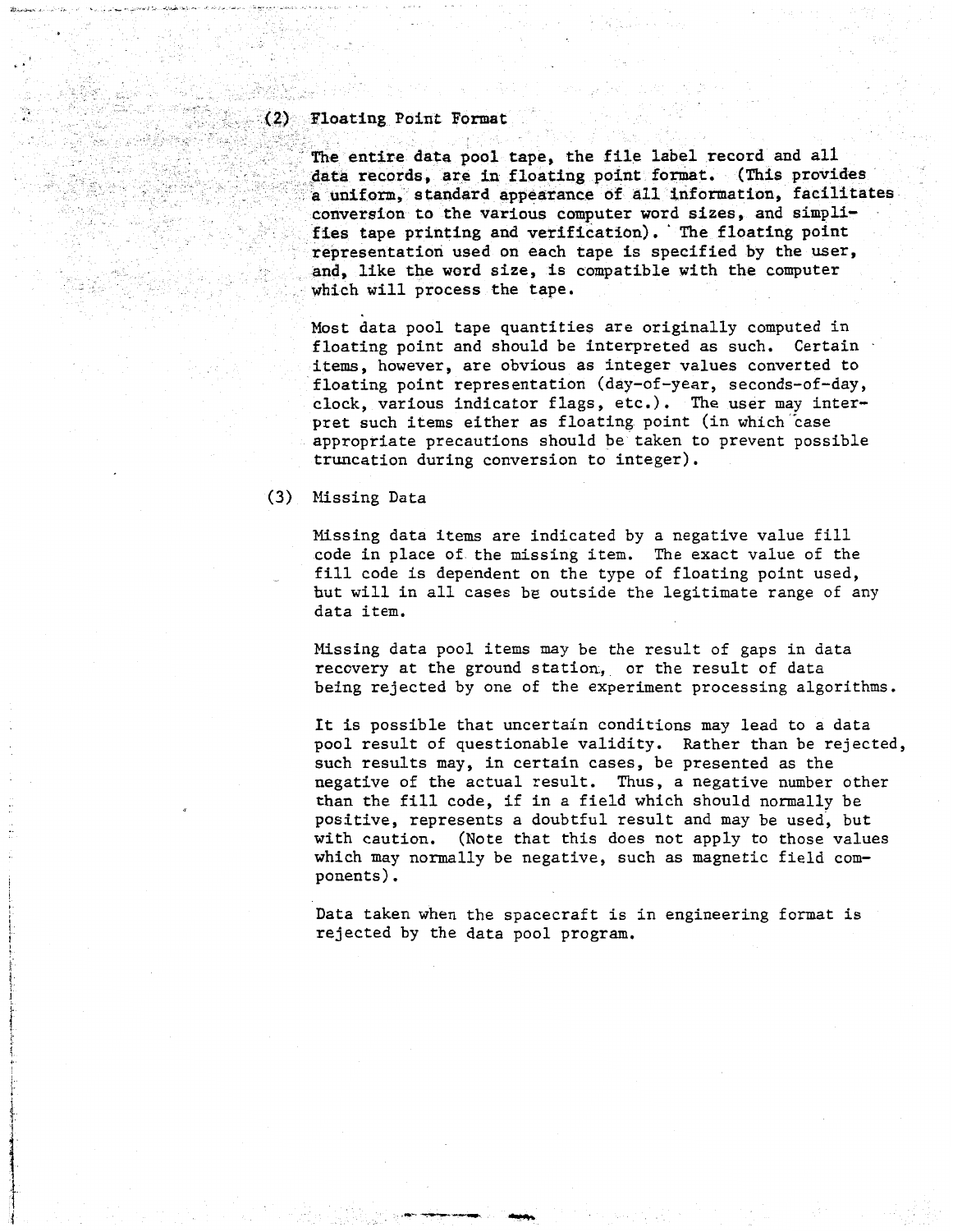### (2) Floating Point Format

The entire data pool tape, the file label record and all data records, are in floating point format. (This provides a uniform, standard appearance of all information, facilitates conversion to the various computer word sizes, and simplifies tape printing and verification). The floating point representation used on each tape is specified by the user, and, like the word size, is compatible with the computer which will process the tape.

Most data pool tape quantities are originally computed in floating point and should be interpreted as such. Certain items, however, are obvious as integer values converted to floating point representation (day-of-year, seconds-of-day, clock, various indicator flags, etc.). The user may interpret such items either as floating point (in which case appropriate precautions should be taken to prevent possible truncation during conversion to integer).

### (3) Missing Data

Missing data items are indicated by a negative value fill code in place of the missing item. The exact value of the fill code is dependent on the type of floating point used, but will in all cases be outside the legitimate range of any data item.

Missing data pool items may be the result of gaps in data recovery at the ground station, or the result of data being rejected by one of the experiment processing algorithms.

It is possible that uncertain conditions may lead to a data pool result of questionable validity. Rather than be rejected, such results may, in certain cases, be presented as the negative of the actual result. Thus, a negative number other than the fill code, if in a field which should normally be positive, represents a doubtful result and may be used, but with caution. (Note that this does not apply to those values which may normally be negative, such as magnetic field components).

Data taken when the spacecraft is in engineering format is rejected by the data pool program.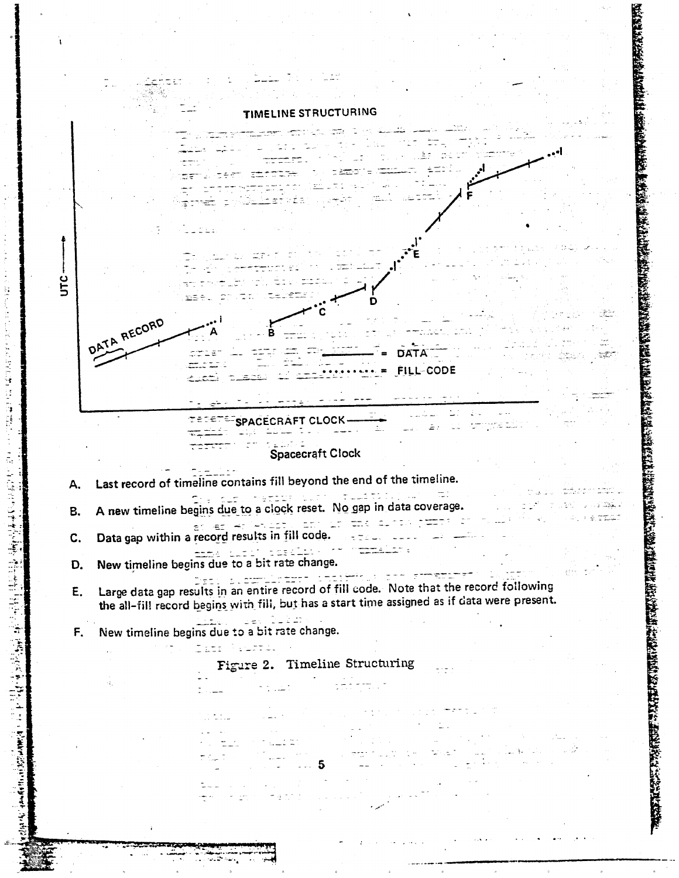TIMELINE STRUCTURING

A. Last record of timeline contains fill beyond the end of the timeline.

B. A new timeline begins due to a clock reset. No gap in data coverage.

C. Data gap within a record results in fill code.

D. New timeline begins due to a bit rate change.

E. Large data gap results in an entire record of fill code. Note that the record following the all-fill record begins with fill, but has a start time assigned as if data were present.

F. New timeline begins due to a bit rate change.

Figure 2. Timeline Structuring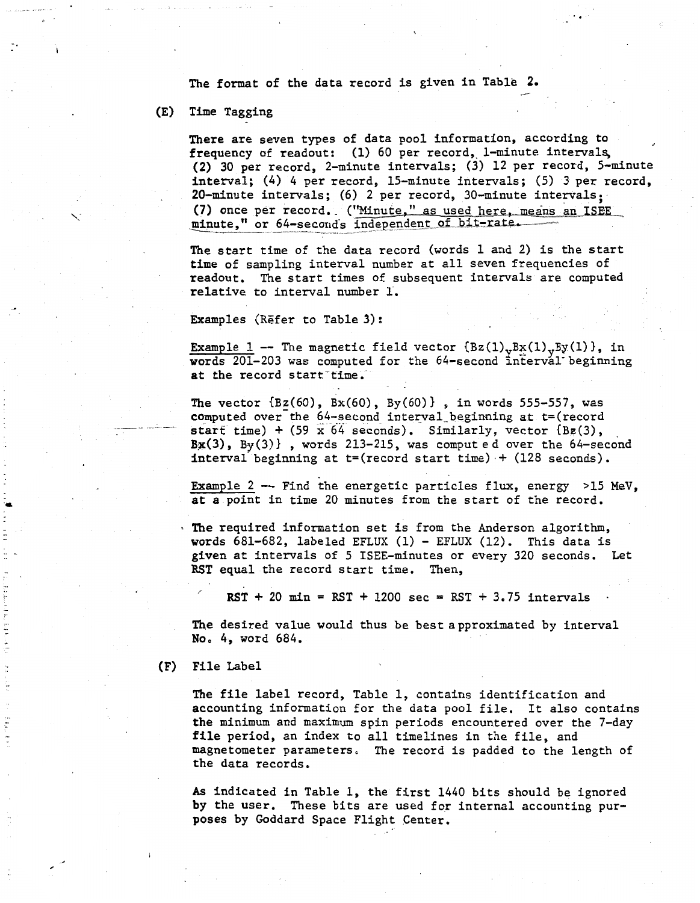The format of the data record is given in Table 2.

(E) Time Tagging

There are seven types of data pool information, according to frequency of readout: (1) 60 per record, 1-minute intervals, (2) 30 per record, 2-minute intervals; (3) 12 per record, 5-minute interval; (4) 4 per record, 15-minute intervals; (5) 3 per record, 20-minute intervals; (6) 2 per record, 30-minute intervals; (7) once per record. ("Minute," as used here, means an ISEE minute," or 64-seconds independent of bit-rate.

The start time of the data record (words 1 and 2) is the start time of sampling interval number at all seven frequencies of readout. The start times of subsequent intervals are computed relative to interval number 1.

Examples (Refer to Table 3):

Example 1 -- The magnetic field vector {Bz(1), Bx(1), By(1)}, in words 201-203 was computed for the 64-second interval beginning at the record start time.

The vector {Bz(60), Bx(60), By(60)} , in words 555-557, was computed over the 64-second interval beginning at t=(record start time) + (59 x 64 seconds). Similarly, vector {Bz(3), Bx(3), By(3)} , words 213-215, was computed over the 64-second interval beginning at t=(record start time) + (128 seconds).

Example 2 -- Find the energetic particles flux, energy >15 MeV, at a point in time 20 minutes from the start of the record.

The required information set is from the Anderson algorithm, words 681-682, labeled EFLUX (1) - EFLUX (12). This data is given at intervals of 5 ISEE-minutes or every 320 seconds. Let RST equal the record start time. Then,

$$\text{RST} + 20 \text{ min} = \text{RST} + 1200 \text{ sec} = \text{RST} + 3.75 \text{ intervals}$$

The desired value would thus be best approximated by interval No. 4, word 684.

(F) File Label

The file label record, Table 1, contains identification and accounting information for the data pool file. It also contains the minimum and maximum spin periods encountered over the 7-day file period, an index to all timelines in the file, and magnetometer parameters. The record is padded to the length of the data records.

As indicated in Table 1, the first 1440 bits should be ignored by the user. These bits are used for internal accounting purposes by Goddard Space Flight Center.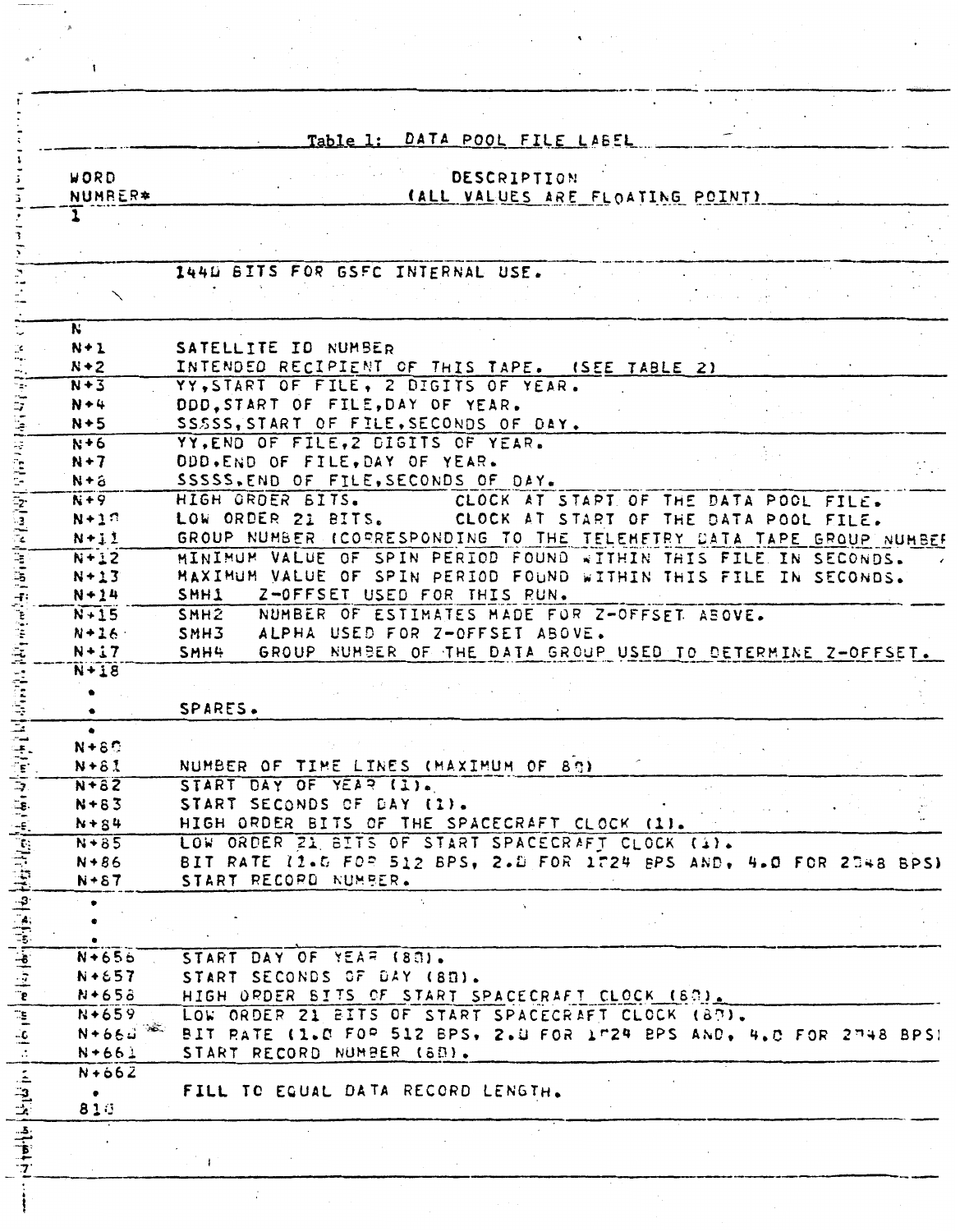## Table 1: DATA POOL FILE LABEL

| WORD NUMBER* | DESCRIPTION (ALL VALUES ARE FLOATING POINT) |
|---|---|
| 1 . . . N | 1440 BITS FOR GSFC INTERNAL USE. |
| N+1 | SATELLITE ID NUMBER |
| N+2 | INTENDED RECIPIENT OF THIS TAPE. (SEE TABLE 2) |
| N+3 | YY, START OF FILE, 2 DIGITS OF YEAR. |
| N+4 | DDD, START OF FILE, DAY OF YEAR. |
| N+5 | SSSSS, START OF FILE, SECONDS OF DAY. |
| N+6 | YY, END OF FILE, 2 DIGITS OF YEAR. |
| N+7 | DDD, END OF FILE, DAY OF YEAR. |
| N+8 | SSSSS, END OF FILE, SECONDS OF DAY. |
| N+9 | HIGH ORDER BITS. CLOCK AT START OF THE DATA POOL FILE. |
| N+10 | LOW ORDER 21 BITS. CLOCK AT START OF THE DATA POOL FILE. |
| N+11 | GROUP NUMBER (CORRESPONDING TO THE TELEMETRY DATA TAPE GROUP NUMBER |
| N+12 | MINIMUM VALUE OF SPIN PERIOD FOUND WITHIN THIS FILE IN SECONDS. |
| N+13 | MAXIMUM VALUE OF SPIN PERIOD FOUND WITHIN THIS FILE IN SECONDS. |
| N+14 | SMH1 Z-OFFSET USED FOR THIS RUN. |
| N+15 | SMH2 NUMBER OF ESTIMATES MADE FOR Z-OFFSET ABOVE. |
| N+16 | SMH3 ALPHA USED FOR Z-OFFSET ABOVE. |
| N+17 | SMH4 GROUP NUMBER OF THE DATA GROUP USED TO DETERMINE Z-OFFSET. |
| N+18 . . . N+80 | SPARES. |
| N+81 | NUMBER OF TIME LINES (MAXIMUM OF 80) |
| N+82 | START DAY OF YEAR (1). |
| N+83 | START SECONDS OF DAY (1). |
| N+84 | HIGH ORDER BITS OF THE SPACECRAFT CLOCK (1). |
| N+85 | LOW ORDER 21 BITS OF START SPACECRAFT CLOCK (1). |
| N+86 | BIT RATE (1.0 FOR 512 BPS, 2.0 FOR 1024 BPS AND, 4.0 FOR 2048 BPS) |
| N+87 | START RECORD NUMBER. |
| . . . | |
| N+656 | START DAY OF YEAR (80). |
| N+657 | START SECONDS OF DAY (80). |
| N+658 | HIGH ORDER BITS OF START SPACECRAFT CLOCK (80). |
| N+659 | LOW ORDER 21 BITS OF START SPACECRAFT CLOCK (80). |
| N+660 | BIT RATE (1.0 FOR 512 BPS, 2.0 FOR 1024 BPS AND, 4.0 FOR 2048 BPS) |
| N+661 | START RECORD NUMBER (80). |
| N+662 . 810 | FILL TO EQUAL DATA RECORD LENGTH. |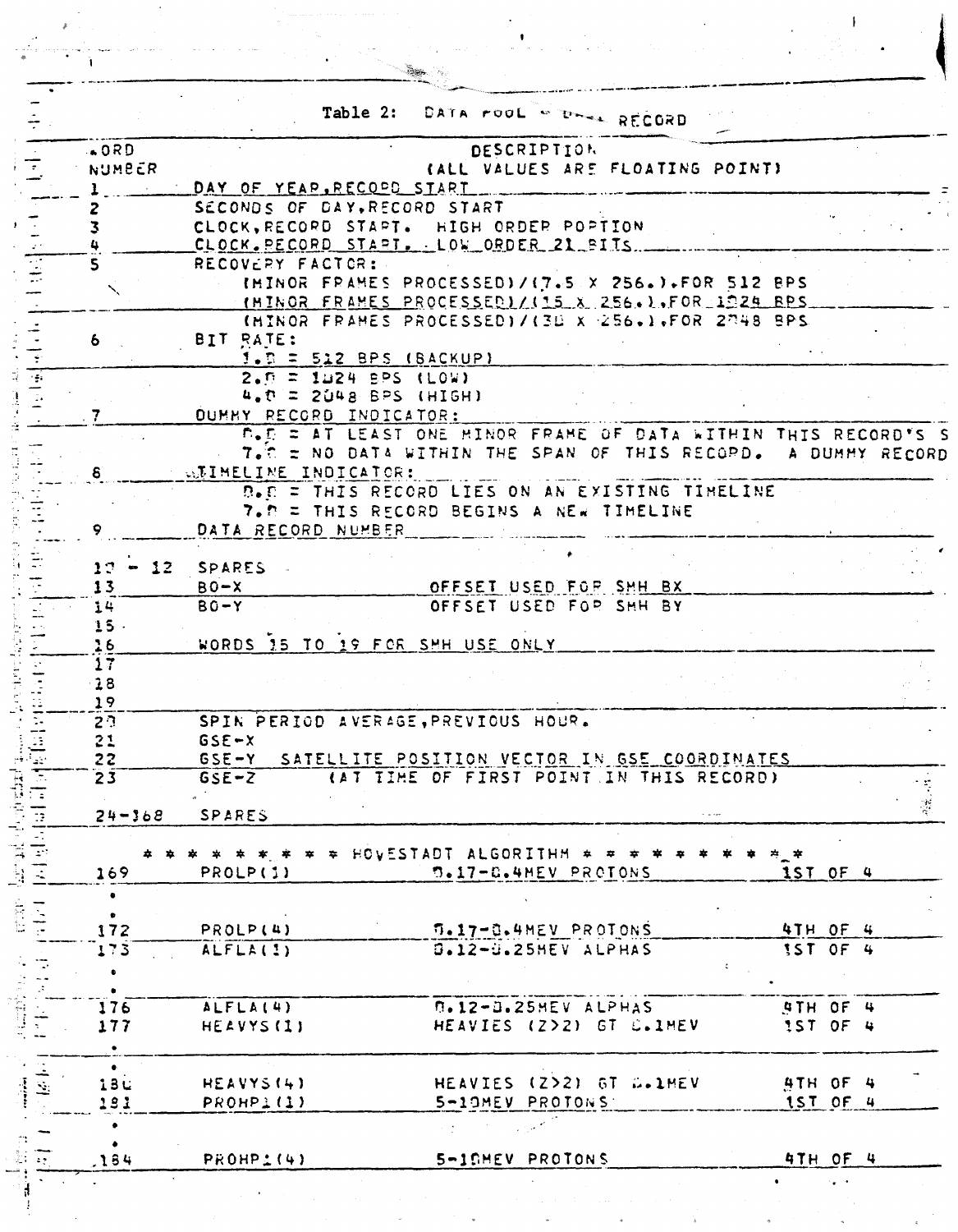Table 2: DATA POOL - DAILY RECORD

| WORD NUMBER | DESCRIPTION (ALL VALUES ARE FLOATING POINT) | | |
|---|---|---|---|
| 1 | DAY OF YEAR, RECORD START | | |
| 2 | SECONDS OF DAY, RECORD START | | |
| 3 | CLOCK, RECORD START. HIGH ORDER PORTION | | |
| 4 | CLOCK, RECORD START. LOW ORDER 21 BITS | | |
| 5 | RECOVERY FACTOR:<br>(MINOR FRAMES PROCESSED)/(7.5 X 256.), FOR 512 BPS<br>(MINOR FRAMES PROCESSED)/(15 X 256.), FOR 1024 BPS<br>(MINOR FRAMES PROCESSED)/(30 X 256.), FOR 2048 BPS | | |
| 6 | BIT RATE:<br>1.0 = 512 BPS (BACKUP)<br>2.0 = 1024 BPS (LOW)<br>4.0 = 2048 BPS (HIGH) | | |
| 7 | DUMMY RECORD INDICATOR:<br>0.0 = AT LEAST ONE MINOR FRAME OF DATA WITHIN THIS RECORD'S S<br>7.0 = NO DATA WITHIN THE SPAN OF THIS RECORD. A DUMMY RECORD | | |
| 8 | TIMELINE INDICATOR:<br>0.0 = THIS RECORD LIES ON AN EXISTING TIMELINE<br>7.0 = THIS RECORD BEGINS A NEW TIMELINE | | |
| 9 | DATA RECORD NUMBER | | |
| 10 - 12 | SPARES | | |
| 13 | BO-X | OFFSET USED FOR SMH BX | |
| 14 | BO-Y | OFFSET USED FOR SMH BY | |
| 15 | | | |
| 16 | WORDS 15 TO 19 FOR SMH USE ONLY | | |
| 17 | | | |
| 18 | | | |
| 19 | | | |
| 20 | SPIN PERIOD AVERAGE, PREVIOUS HOUR. | | |
| 21 | GSE-X | | |
| 22 | GSE-Y SATELLITE POSITION VECTOR IN GSE COORDINATES | | |
| 23 | GSE-Z (AT TIME OF FIRST POINT IN THIS RECORD) | | |
| 24-168 | SPARES | | |
| | * * * * * * * * * HOVESTADT ALGORITHM * * * * * * * * * * | | |
| 169 | PROLP(1) | 0.17-0.4MEV PROTONS | 1ST OF 4 |
| . | | | |
| . | | | |
| 172 | PROLP(4) | 0.17-0.4MEV PROTONS | 4TH OF 4 |
| 173 | ALFLA(1) | 0.12-0.25MEV ALPHAS | 1ST OF 4 |
| . | | | |
| . | | | |
| 176 | ALFLA(4) | 0.12-0.25MEV ALPHAS | 4TH OF 4 |
| 177 | HEAVYS(1) | HEAVIES (Z>2) GT 0.1MEV | 1ST OF 4 |
| . | | | |
| . | | | |
| 180 | HEAVYS(4) | HEAVIES (Z>2) GT 0.1MEV | 4TH OF 4 |
| 181 | PROHP1(1) | 5-10MEV PROTONS | 1ST OF 4 |
| . | | | |
| . | | | |
| 184 | PROHP1(4) | 5-10MEV PROTONS | 4TH OF 4 |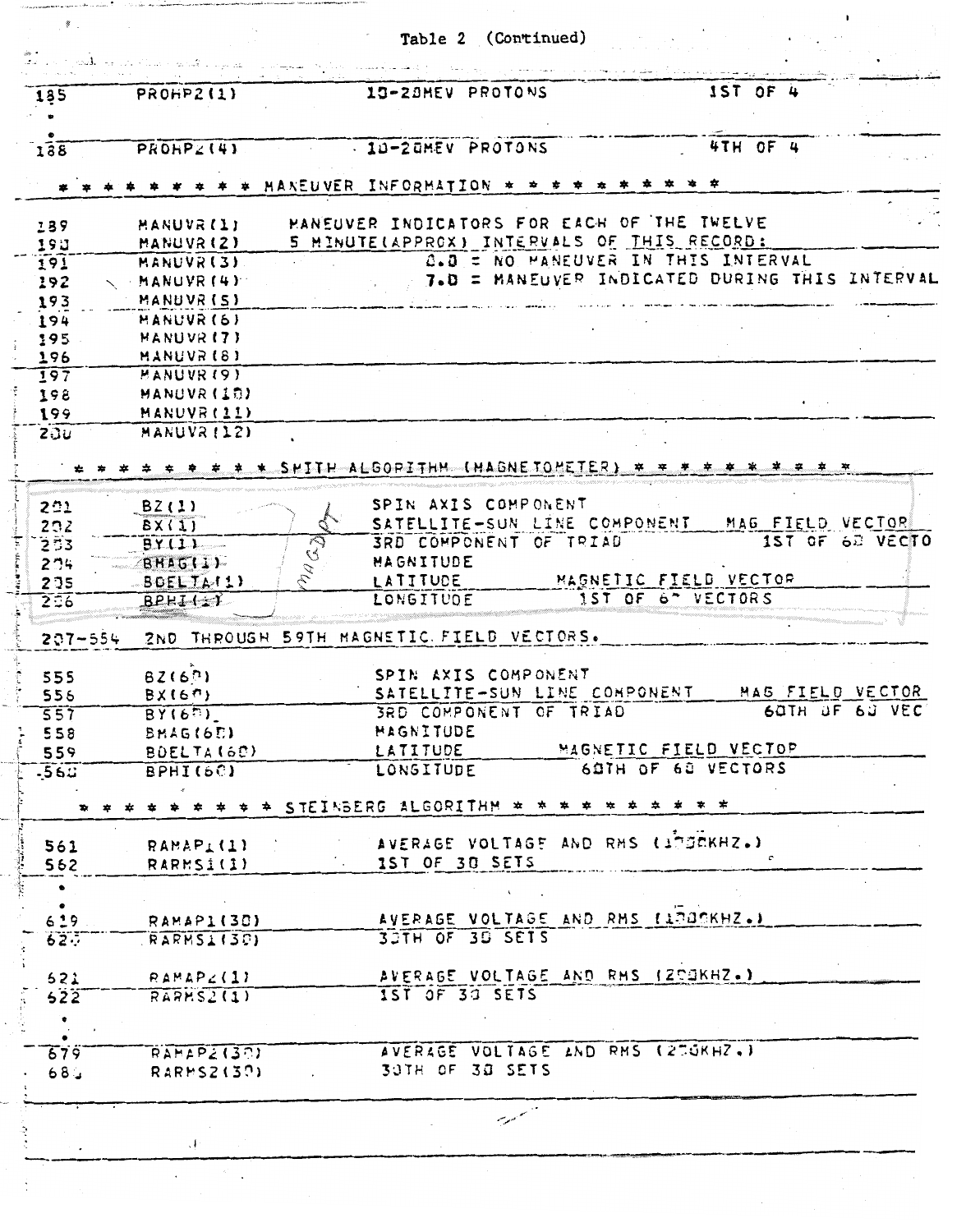Table 2 (Continued)

| | | | |
|---|---|---|---|
| 185 | PROHP2(1) | 10-20MEV PROTONS | 1ST OF 4 |
| • | | | |
| • | | | |
| 188 | PROHP2(4) | 10-20MEV PROTONS | 4TH OF 4 |

\* \* \* \* \* \* \* \* \* MANEUVER INFORMATION \* \* \* \* \* \* \* \* \* \* \*

| | | |
|---|---|---|
| 189 | MANUVR(1) | MANEUVER INDICATORS FOR EACH OF THE TWELVE |
| 190 | MANUVR(2) | 5 MINUTE(APPROX) INTERVALS OF THIS RECORD: |
| 191 | MANUVR(3) | 0.0 = NO MANEUVER IN THIS INTERVAL |
| 192 | MANUVR(4) | 7.0 = MANEUVER INDICATED DURING THIS INTERVAL |
| 193 | MANUVR(5) | |
| 194 | MANUVR(6) | |
| 195 | MANUVR(7) | |
| 196 | MANUVR(8) | |
| 197 | MANUVR(9) | |
| 198 | MANUVR(10) | |
| 199 | MANUVR(11) | |
| 200 | MANUVR(12) | |

\* \* \* \* \* \* \* \* \* SMITH ALGORITHM (MAGNETOMETER) \* \* \* \* \* \* \* \* \* \* \*

| | | | |
|---|---|---|---|
| 201 | BZ(1) | SPIN AXIS COMPONENT | |
| 202 | BX(1) | SATELLITE-SUN LINE COMPONENT | MAG FIELD VECTOR |
| 203 | BY(1) | 3RD COMPONENT OF TRIAD | 1ST OF 60 VECTO |
| 204 | BMAG(1) | MAGNITUDE | |
| 205 | BDELTA(1) | LATITUDE | MAGNETIC FIELD VECTOR |
| 206 | BPHI(1) | LONGITUDE | 1ST OF 60 VECTORS |
| 207-554 | 2ND THROUGH 59TH MAGNETIC FIELD VECTORS. | | |
| 555 | BZ(60) | SPIN AXIS COMPONENT | |
| 556 | BX(60) | SATELLITE-SUN LINE COMPONENT | MAG FIELD VECTOR |
| 557 | BY(60) | 3RD COMPONENT OF TRIAD | 60TH OF 60 VEC |
| 558 | BMAG(60) | MAGNITUDE | |
| 559 | BDELTA(60) | LATITUDE | MAGNETIC FIELD VECTOR |
| 560 | BPHI(60) | LONGITUDE | 60TH OF 60 VECTORS |

\* \* \* \* \* \* \* \* \* STEINBERG ALGORITHM \* \* \* \* \* \* \* \* \* \*

| | | |
|---|---|---|
| 561 | RAMAP1(1) | AVERAGE VOLTAGE AND RMS (1000KHZ.) |
| 562 | RARMS1(1) | 1ST OF 30 SETS |
| • | | |
| • | | |
| 619 | RAMAP1(30) | AVERAGE VOLTAGE AND RMS (1000KHZ.) |
| 620 | RARMS1(30) | 30TH OF 30 SETS |
| 621 | RAMAP2(1) | AVERAGE VOLTAGE AND RMS (200KHZ.) |
| 622 | RARMS2(1) | 1ST OF 30 SETS |
| • | | |
| • | | |
| 679 | RAMAP2(30) | AVERAGE VOLTAGE AND RMS (200KHZ.) |
| 680 | RARMS2(30) | 30TH OF 30 SETS |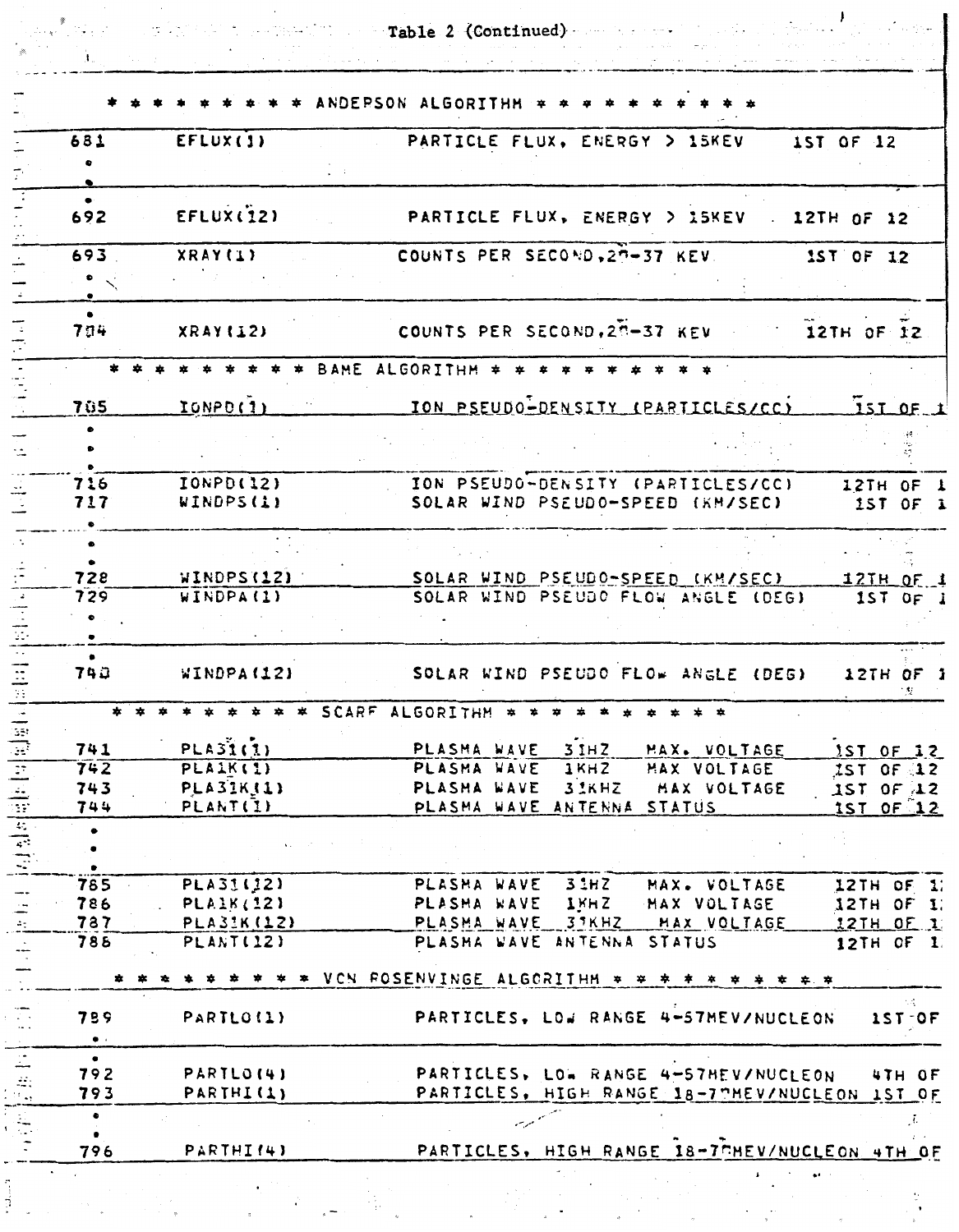Table 2 (Continued)

| | | | |
|---|---|---|---|
| | * * * * * * * * * ANDERSON ALGORITHM * * * * * * * * * * | | |
| 681 | EFLUX(1) | PARTICLE FLUX, ENERGY > 15KEV | 1ST OF 12 |
| • | | | |
| • | | | |
| • | | | |
| 692 | EFLUX(12) | PARTICLE FLUX, ENERGY > 15KEV | 12TH OF 12 |
| 693 | XRAY(1) | COUNTS PER SECOND,20-37 KEV | 1ST OF 12 |
| • | | | |
| • | | | |
| • | | | |
| 704 | XRAY(12) | COUNTS PER SECOND,20-37 KEV | 12TH OF 12 |
| | * * * * * * * * * BAME ALGORITHM * * * * * * * * * * | | |
| 705 | IONPD(1) | ION PSEUDO-DENSITY (PARTICLES/CC) | 1ST OF 1 |
| • | | | |
| • | | | |
| • | | | |
| 716 | IONPD(12) | ION PSEUDO-DENSITY (PARTICLES/CC) | 12TH OF 1 |
| 717 | WINDPS(1) | SOLAR WIND PSEUDO-SPEED (KM/SEC) | 1ST OF 1 |
| • | | | |
| • | | | |
| • | | | |
| 728 | WINDPS(12) | SOLAR WIND PSEUDO-SPEED (KM/SEC) | 12TH OF 1 |
| 729 | WINDPA(1) | SOLAR WIND PSEUDO FLOW ANGLE (DEG) | 1ST OF 1 |
| • | | | |
| • | | | |
| • | | | |
| 740 | WINDPA(12) | SOLAR WIND PSEUDO FLOW ANGLE (DEG) | 12TH OF 1 |
| | * * * * * * * * * SCARF ALGORITHM * * * * * * * * * * | | |
| 741 | PLA31(1) | PLASMA WAVE 31HZ MAX. VOLTAGE | 1ST OF 12 |
| 742 | PLA1K(1) | PLASMA WAVE 1KHZ MAX VOLTAGE | 1ST OF 12 |
| 743 | PLA31K(1) | PLASMA WAVE 31KHZ MAX VOLTAGE | 1ST OF 12 |
| 744 | PLANT(1) | PLASMA WAVE ANTENNA STATUS | 1ST OF 12 |
| • | | | |
| • | | | |
| • | | | |
| 785 | PLA31(12) | PLASMA WAVE 31HZ MAX. VOLTAGE | 12TH OF 1 |
| 786 | PLA1K(12) | PLASMA WAVE 1KHZ MAX VOLTAGE | 12TH OF 1 |
| 787 | PLA31K(12) | PLASMA WAVE 31KHZ MAX VOLTAGE | 12TH OF 1 |
| 788 | PLANT(12) | PLASMA WAVE ANTENNA STATUS | 12TH OF 1 |
| | * * * * * * * * * VON ROSENVINGE ALGORITHM * * * * * * * * * * | | |
| 789 | PARTLO(1) | PARTICLES, LOW RANGE 4-57MEV/NUCLEON | 1ST OF |
| • | | | |
| • | | | |
| 792 | PARTLO(4) | PARTICLES, LOW RANGE 4-57MEV/NUCLEON | 4TH OF |
| 793 | PARTHI(1) | PARTICLES, HIGH RANGE 18-70MEV/NUCLEON | 1ST OF |
| • | | | |
| • | | | |
| 796 | PARTHI(4) | PARTICLES, HIGH RANGE 18-70MEV/NUCLEON | 4TH OF |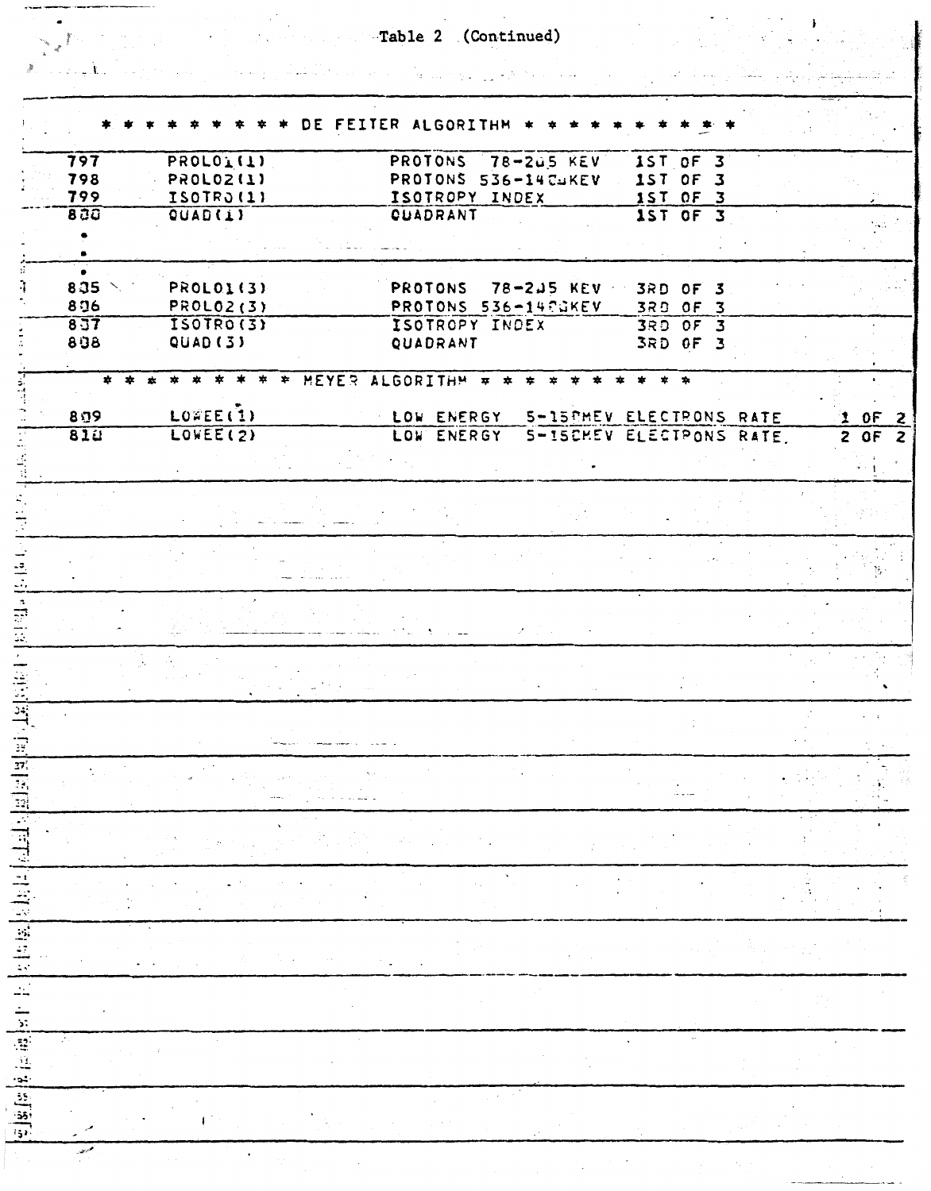Table 2 (Continued)

| | | | |
|---|---|---|---|
| * * * * * * * * * DE FEITER ALGORITHM * * * * * * * * * * | | | |
| 797 | PROLO1(1) | PROTONS 78-205 KEV | 1ST OF 3 |
| 798 | PROLO2(1) | PROTONS 536-1400KEV | 1ST OF 3 |
| 799 | ISOTRO(1) | ISOTROPY INDEX | 1ST OF 3 |
| 800 | QUAD(1) | QUADRANT | 1ST OF 3 |
| • | | | |
| • | | | |
| • | | | |
| 805 | PROLO1(3) | PROTONS 78-205 KEV | 3RD OF 3 |
| 806 | PROLO2(3) | PROTONS 536-1400KEV | 3RD OF 3 |
| 807 | ISOTRO(3) | ISOTROPY INDEX | 3RD OF 3 |
| 808 | QUAD(3) | QUADRANT | 3RD OF 3 |
| * * * * * * * * * MEYER ALGORITHM * * * * * * * * * * | | | |
| 809 | LOWEE(1) | LOW ENERGY 5-150MEV ELECTRONS RATE | 1 OF 2 |
| 810 | LOWEE(2) | LOW ENERGY 5-150MEV ELECTRONS RATE | 2 OF 2 |